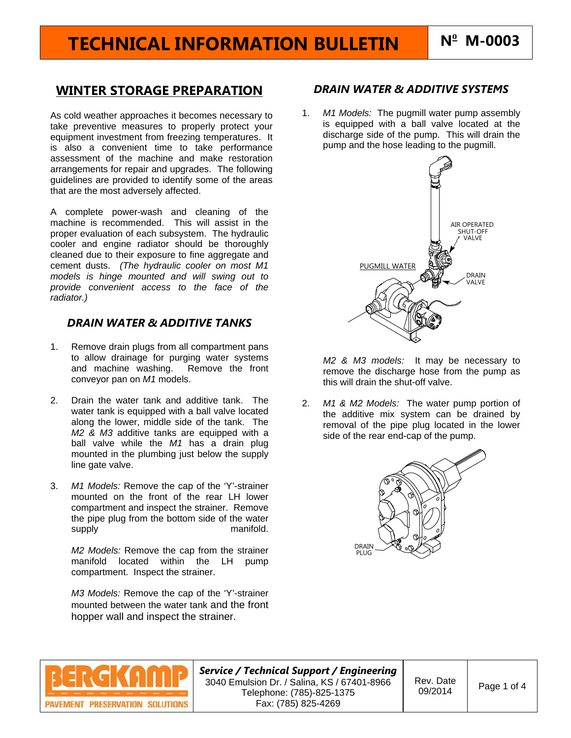# TECHNICAL INFORMATION BULLETIN

**Nº M-0003**

## WINTER STORAGE PREPARATION

As cold weather approaches it becomes necessary to take preventive measures to properly protect your equipment investment from freezing temperatures. It is also a convenient time to take performance assessment of the machine and make restoration arrangements for repair and upgrades. The following guidelines are provided to identify some of the areas that are the most adversely affected.

A complete power-wash and cleaning of the machine is recommended. This will assist in the proper evaluation of each subsystem. The hydraulic cooler and engine radiator should be thoroughly cleaned due to their exposure to fine aggregate and cement dusts. *(The hydraulic cooler on most M1 models is hinge mounted and will swing out to provide convenient access to the face of the radiator.)*

### *DRAIN WATER & ADDITIVE TANKS*

1. Remove drain plugs from all compartment pans to allow drainage for purging water systems and machine washing. Remove the front conveyor pan on *M1* models.

2. Drain the water tank and additive tank. The water tank is equipped with a ball valve located along the lower, middle side of the tank. The *M2 & M3* additive tanks are equipped with a ball valve while the *M1* has a drain plug mounted in the plumbing just below the supply line gate valve.

3. *M1 Models:* Remove the cap of the 'Y'-strainer mounted on the front of the rear LH lower compartment and inspect the strainer. Remove the pipe plug from the bottom side of the water supply manifold.

   *M2 Models:* Remove the cap from the strainer manifold located within the LH pump compartment. Inspect the strainer.

   *M3 Models:* Remove the cap of the 'Y'-strainer mounted between the water tank and the front hopper wall and inspect the strainer.

### *DRAIN WATER & ADDITIVE SYSTEMS*

1. *M1 Models:* The pugmill water pump assembly is equipped with a ball valve located at the discharge side of the pump. This will drain the pump and the hose leading to the pugmill.

   AIR OPERATED SHUT-OFF VALVE

   PUGMILL WATER

   DRAIN VALVE

   *M2 & M3 models:* It may be necessary to remove the discharge hose from the pump as this will drain the shut-off valve.

2. *M1 & M2 Models:* The water pump portion of the additive mix system can be drained by removal of the pipe plug located in the lower side of the rear end-cap of the pump.

   DRAIN PLUG

---

**BERGKAMP** PAVEMENT PRESERVATION SOLUTIONS

***Service / Technical Support / Engineering***
3040 Emulsion Dr. / Salina, KS / 67401-8966
Telephone: (785)-825-1375
Fax: (785) 825-4269

Rev. Date 09/2014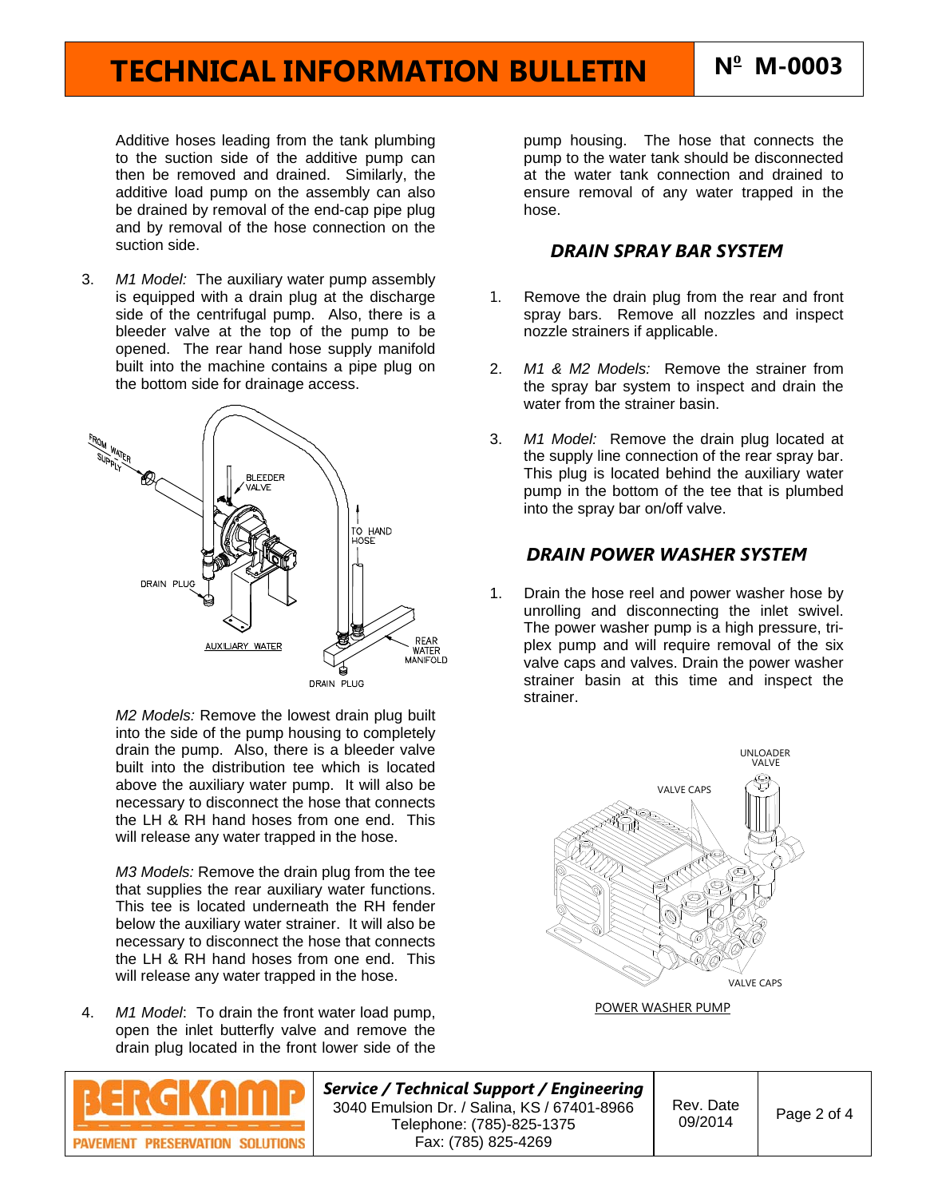Additive hoses leading from the tank plumbing to the suction side of the additive pump can then be removed and drained. Similarly, the additive load pump on the assembly can also be drained by removal of the end-cap pipe plug and by removal of the hose connection on the suction side.

3. *M1 Model:* The auxiliary water pump assembly is equipped with a drain plug at the discharge side of the centrifugal pump. Also, there is a bleeder valve at the top of the pump to be opened. The rear hand hose supply manifold built into the machine contains a pipe plug on the bottom side for drainage access.

   *M2 Models:* Remove the lowest drain plug built into the side of the pump housing to completely drain the pump. Also, there is a bleeder valve built into the distribution tee which is located above the auxiliary water pump. It will also be necessary to disconnect the hose that connects the LH & RH hand hoses from one end. This will release any water trapped in the hose.

   *M3 Models:* Remove the drain plug from the tee that supplies the rear auxiliary water functions. This tee is located underneath the RH fender below the auxiliary water strainer. It will also be necessary to disconnect the hose that connects the LH & RH hand hoses from one end. This will release any water trapped in the hose.

4. *M1 Model*: To drain the front water load pump, open the inlet butterfly valve and remove the drain plug located in the front lower side of the pump housing. The hose that connects the pump to the water tank should be disconnected at the water tank connection and drained to ensure removal of any water trapped in the hose.

## DRAIN SPRAY BAR SYSTEM

1. Remove the drain plug from the rear and front spray bars. Remove all nozzles and inspect nozzle strainers if applicable.

2. *M1 & M2 Models:* Remove the strainer from the spray bar system to inspect and drain the water from the strainer basin.

3. *M1 Model:* Remove the drain plug located at the supply line connection of the rear spray bar. This plug is located behind the auxiliary water pump in the bottom of the tee that is plumbed into the spray bar on/off valve.

## DRAIN POWER WASHER SYSTEM

1. Drain the hose reel and power washer hose by unrolling and disconnecting the inlet swivel. The power washer pump is a high pressure, tri-plex pump and will require removal of the six valve caps and valves. Drain the power washer strainer basin at this time and inspect the strainer.

POWER WASHER PUMP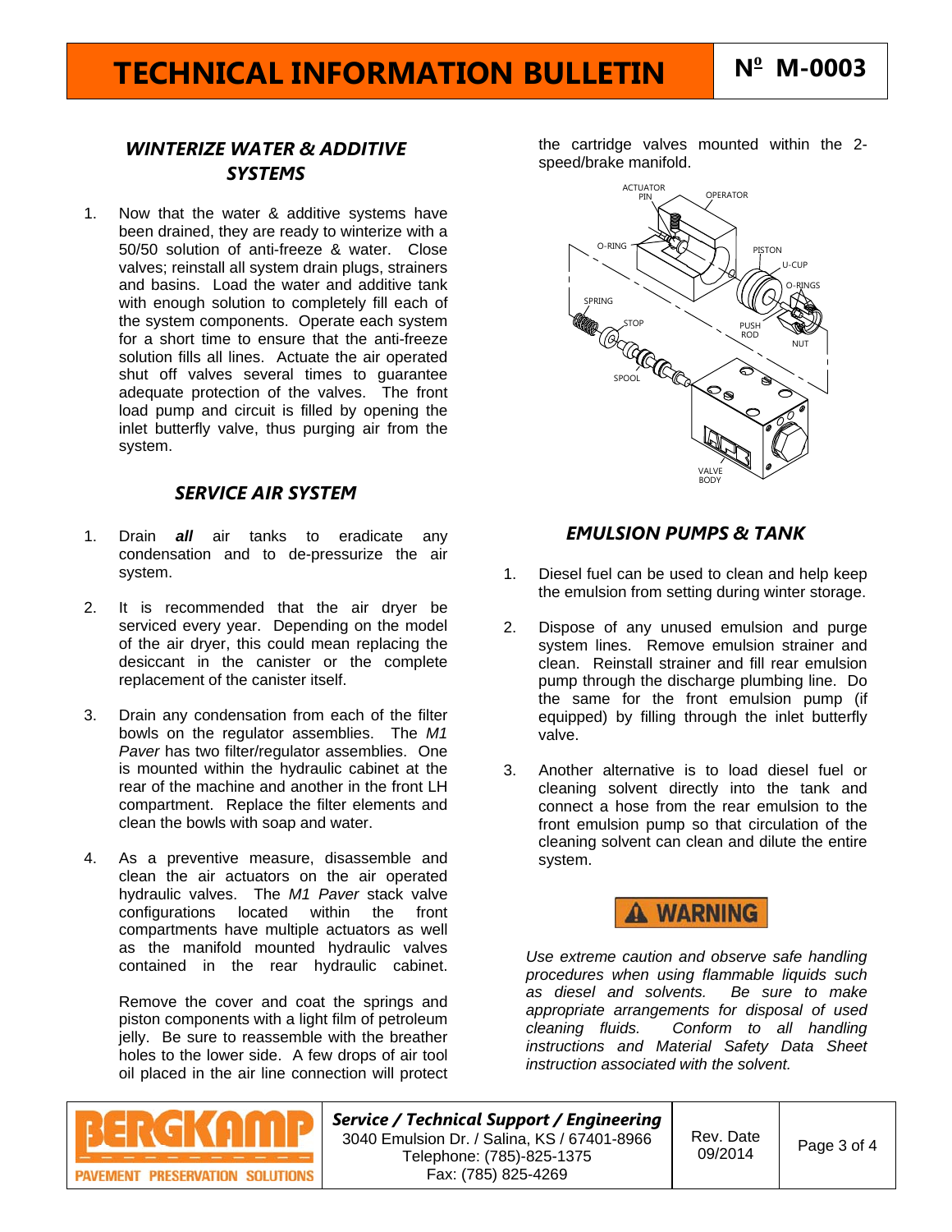## *WINTERIZE WATER & ADDITIVE SYSTEMS*

1. Now that the water & additive systems have been drained, they are ready to winterize with a 50/50 solution of anti-freeze & water. Close valves; reinstall all system drain plugs, strainers and basins. Load the water and additive tank with enough solution to completely fill each of the system components. Operate each system for a short time to ensure that the anti-freeze solution fills all lines. Actuate the air operated shut off valves several times to guarantee adequate protection of the valves. The front load pump and circuit is filled by opening the inlet butterfly valve, thus purging air from the system.

## *SERVICE AIR SYSTEM*

1. Drain ***all*** air tanks to eradicate any condensation and to de-pressurize the air system.

2. It is recommended that the air dryer be serviced every year. Depending on the model of the air dryer, this could mean replacing the desiccant in the canister or the complete replacement of the canister itself.

3. Drain any condensation from each of the filter bowls on the regulator assemblies. The *M1 Paver* has two filter/regulator assemblies. One is mounted within the hydraulic cabinet at the rear of the machine and another in the front LH compartment. Replace the filter elements and clean the bowls with soap and water.

4. As a preventive measure, disassemble and clean the air actuators on the air operated hydraulic valves. The *M1 Paver* stack valve configurations located within the front compartments have multiple actuators as well as the manifold mounted hydraulic valves contained in the rear hydraulic cabinet.

   Remove the cover and coat the springs and piston components with a light film of petroleum jelly. Be sure to reassemble with the breather holes to the lower side. A few drops of air tool oil placed in the air line connection will protect the cartridge valves mounted within the 2-speed/brake manifold.

## *EMULSION PUMPS & TANK*

1. Diesel fuel can be used to clean and help keep the emulsion from setting during winter storage.

2. Dispose of any unused emulsion and purge system lines. Remove emulsion strainer and clean. Reinstall strainer and fill rear emulsion pump through the discharge plumbing line. Do the same for the front emulsion pump (if equipped) by filling through the inlet butterfly valve.

3. Another alternative is to load diesel fuel or cleaning solvent directly into the tank and connect a hose from the rear emulsion to the front emulsion pump so that circulation of the cleaning solvent can clean and dilute the entire system.

**⚠ WARNING**

*Use extreme caution and observe safe handling procedures when using flammable liquids such as diesel and solvents. Be sure to make appropriate arrangements for disposal of used cleaning fluids. Conform to all handling instructions and Material Safety Data Sheet instruction associated with the solvent.*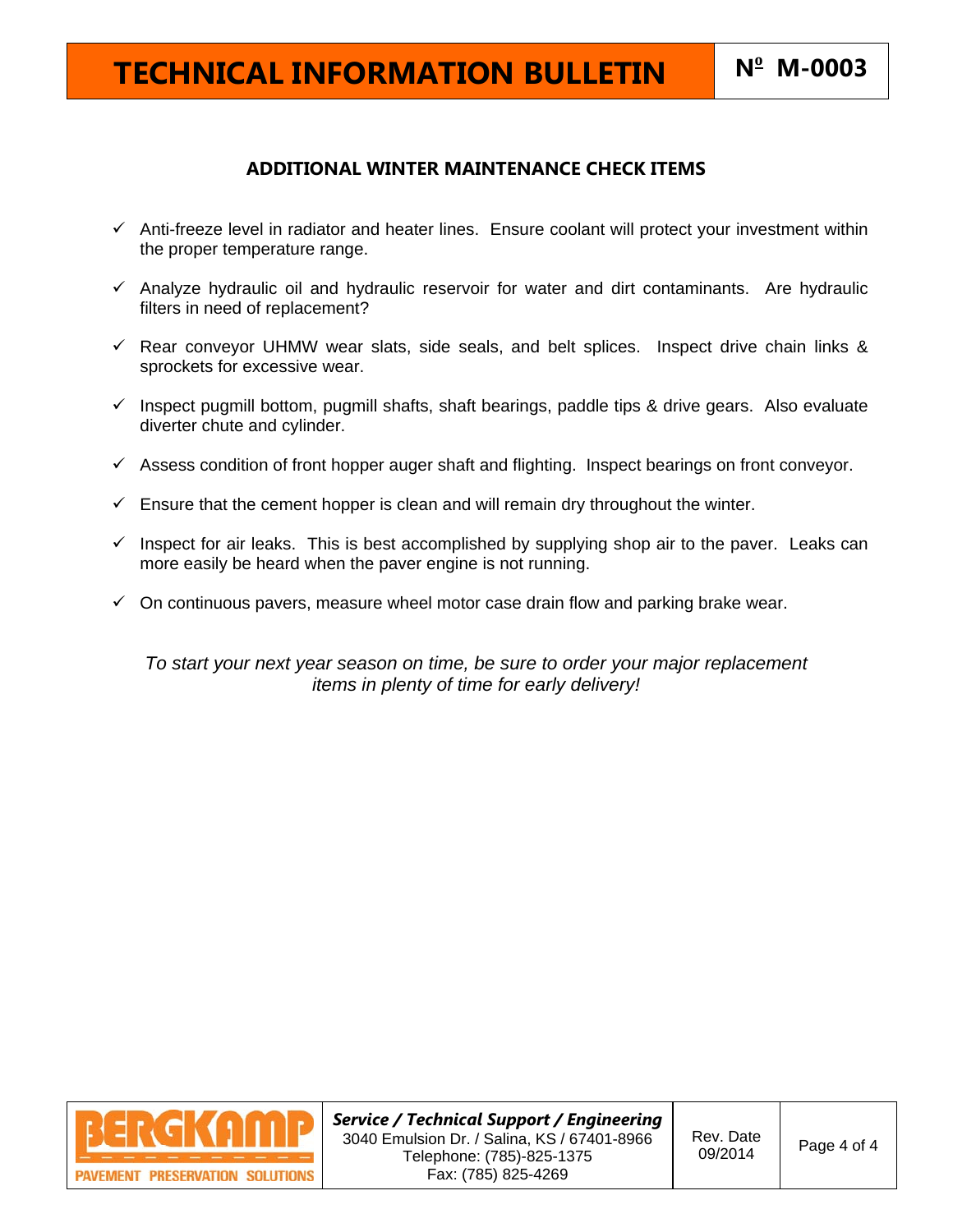## ADDITIONAL WINTER MAINTENANCE CHECK ITEMS

- ✓ Anti-freeze level in radiator and heater lines. Ensure coolant will protect your investment within the proper temperature range.
- ✓ Analyze hydraulic oil and hydraulic reservoir for water and dirt contaminants. Are hydraulic filters in need of replacement?
- ✓ Rear conveyor UHMW wear slats, side seals, and belt splices. Inspect drive chain links & sprockets for excessive wear.
- ✓ Inspect pugmill bottom, pugmill shafts, shaft bearings, paddle tips & drive gears. Also evaluate diverter chute and cylinder.
- ✓ Assess condition of front hopper auger shaft and flighting. Inspect bearings on front conveyor.
- ✓ Ensure that the cement hopper is clean and will remain dry throughout the winter.
- ✓ Inspect for air leaks. This is best accomplished by supplying shop air to the paver. Leaks can more easily be heard when the paver engine is not running.
- ✓ On continuous pavers, measure wheel motor case drain flow and parking brake wear.

*To start your next year season on time, be sure to order your major replacement items in plenty of time for early delivery!*